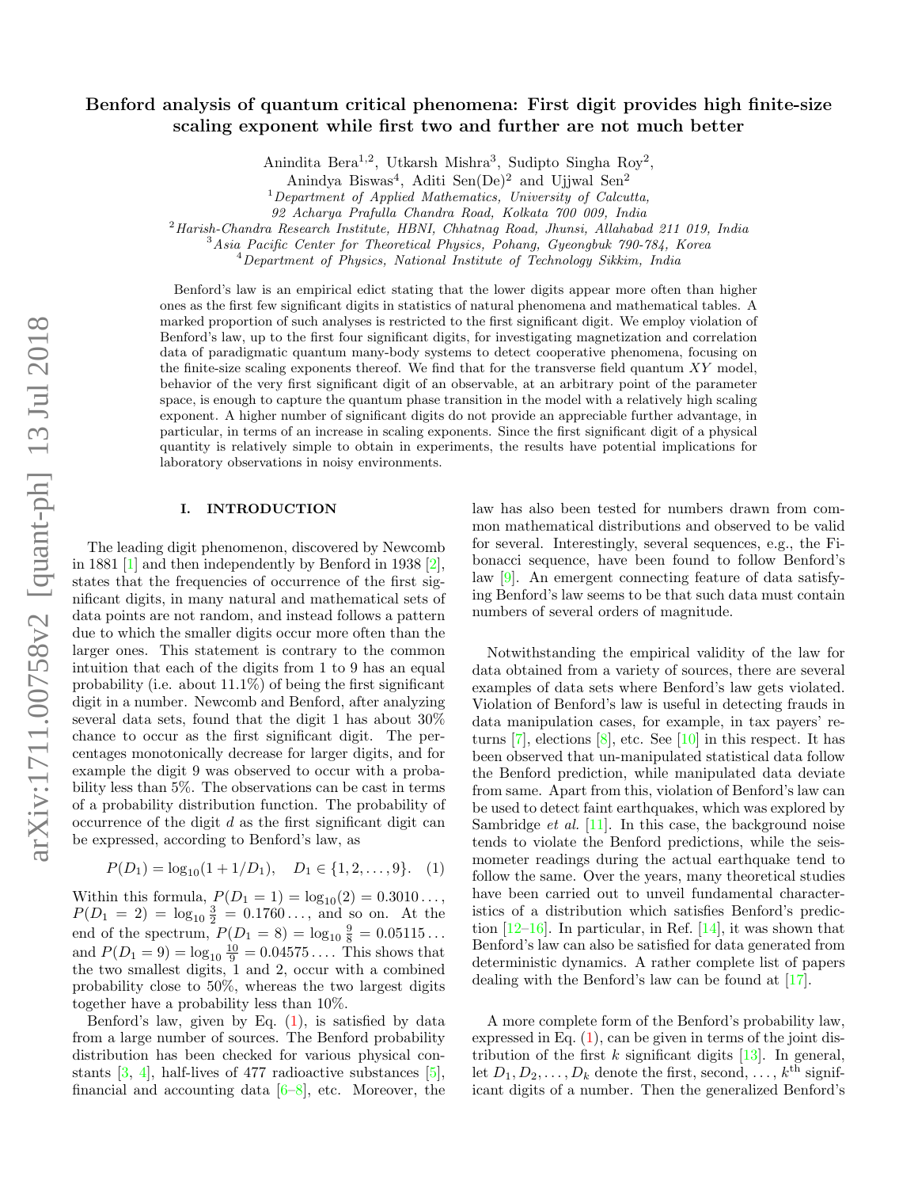# Benford analysis of quantum critical phenomena: First digit provides high finite-size scaling exponent while first two and further are not much better

Anindita Bera[1,2], Utkarsh Mishra[3], Sudipto Singha Roy[2], Anindya Biswas[4], Aditi Sen(De)[2] and Ujjwal Sen[2]

[1] *Department of Applied Mathematics, University of Calcutta, 92 Acharya Prafulla Chandra Road, Kolkata 700 009, India*
[2] *Harish-Chandra Research Institute, HBNI, Chhatnag Road, Jhunsi, Allahabad 211 019, India*
[3] *Asia Pacific Center for Theoretical Physics, Pohang, Gyeongbuk 790-784, Korea*
[4] *Department of Physics, National Institute of Technology Sikkim, India*

Benford's law is an empirical edict stating that the lower digits appear more often than higher ones as the first few significant digits in statistics of natural phenomena and mathematical tables. A marked proportion of such analyses is restricted to the first significant digit. We employ violation of Benford's law, up to the first four significant digits, for investigating magnetization and correlation data of paradigmatic quantum many-body systems to detect cooperative phenomena, focusing on the finite-size scaling exponents thereof. We find that for the transverse field quantum $XY$ model, behavior of the very first significant digit of an observable, at an arbitrary point of the parameter space, is enough to capture the quantum phase transition in the model with a relatively high scaling exponent. A higher number of significant digits do not provide an appreciable further advantage, in particular, in terms of an increase in scaling exponents. Since the first significant digit of a physical quantity is relatively simple to obtain in experiments, the results have potential implications for laboratory observations in noisy environments.

## I. INTRODUCTION

The leading digit phenomenon, discovered by Newcomb in 1881 [1] and then independently by Benford in 1938 [2], states that the frequencies of occurrence of the first significant digits, in many natural and mathematical sets of data points are not random, and instead follows a pattern due to which the smaller digits occur more often than the larger ones. This statement is contrary to the common intuition that each of the digits from 1 to 9 has an equal probability (i.e. about 11.1%) of being the first significant digit in a number. Newcomb and Benford, after analyzing several data sets, found that the digit 1 has about 30% chance to occur as the first significant digit. The percentages monotonically decrease for larger digits, and for example the digit 9 was observed to occur with a probability less than 5%. The observations can be cast in terms of a probability distribution function. The probability of occurrence of the digit $d$ as the first significant digit can be expressed, according to Benford's law, as

$$P(D_1) = \log_{10}(1 + 1/D_1), \quad D_1 \in \{1, 2, \dots, 9\}. \quad (1)$$

Within this formula, $P(D_1 = 1) = \log_{10}(2) = 0.3010\dots$, $P(D_1 = 2) = \log_{10}\frac{3}{2} = 0.1760\dots$, and so on. At the end of the spectrum, $P(D_1 = 8) = \log_{10}\frac{9}{8} = 0.05115\dots$ and $P(D_1 = 9) = \log_{10}\frac{10}{9} = 0.04575\dots$. This shows that the two smallest digits, 1 and 2, occur with a combined probability close to 50%, whereas the two largest digits together have a probability less than 10%.

Benford's law, given by Eq. (1), is satisfied by data from a large number of sources. The Benford probability distribution has been checked for various physical constants [3, 4], half-lives of 477 radioactive substances [5], financial and accounting data [6–8], etc. Moreover, the law has also been tested for numbers drawn from common mathematical distributions and observed to be valid for several. Interestingly, several sequences, e.g., the Fibonacci sequence, have been found to follow Benford's law [9]. An emergent connecting feature of data satisfying Benford's law seems to be that such data must contain numbers of several orders of magnitude.

Notwithstanding the empirical validity of the law for data obtained from a variety of sources, there are several examples of data sets where Benford's law gets violated. Violation of Benford's law is useful in detecting frauds in data manipulation cases, for example, in tax payers' returns [7], elections [8], etc. See [10] in this respect. It has been observed that un-manipulated statistical data follow the Benford prediction, while manipulated data deviate from same. Apart from this, violation of Benford's law can be used to detect faint earthquakes, which was explored by Sambridge *et al.* [11]. In this case, the background noise tends to violate the Benford predictions, while the seismometer readings during the actual earthquake tend to follow the same. Over the years, many theoretical studies have been carried out to unveil fundamental characteristics of a distribution which satisfies Benford's prediction [12–16]. In particular, in Ref. [14], it was shown that Benford's law can also be satisfied for data generated from deterministic dynamics. A rather complete list of papers dealing with the Benford's law can be found at [17].

A more complete form of the Benford's probability law, expressed in Eq. (1), can be given in terms of the joint distribution of the first $k$ significant digits [13]. In general, let $D_1, D_2, \dots, D_k$ denote the first, second, ..., $k^{\text{th}}$ significant digits of a number. Then the generalized Benford's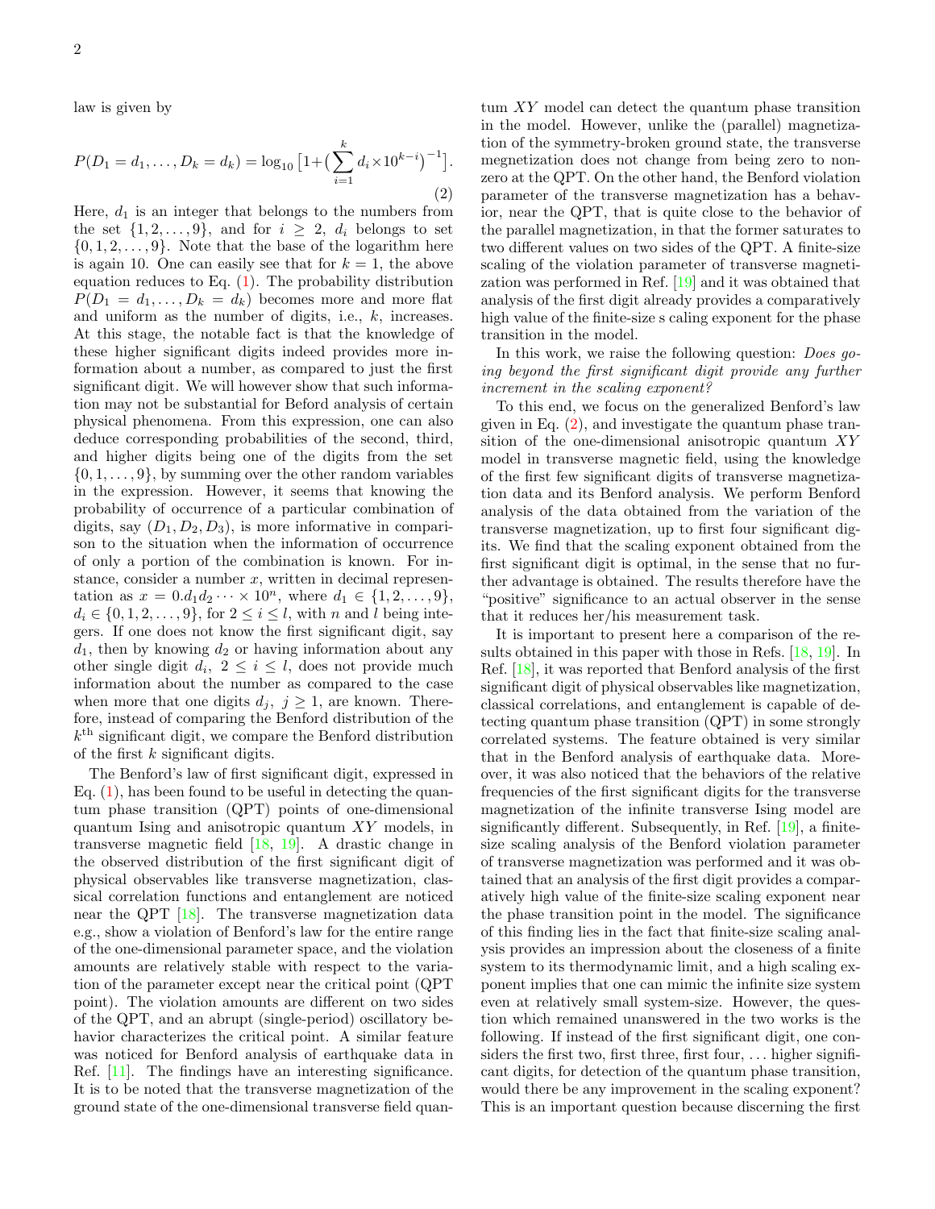law is given by

$$P(D_1 = d_1, \dots, D_k = d_k) = \log_{10}\big[1 + \big(\sum_{i=1}^{k} d_i \times 10^{k-i}\big)^{-1}\big]. \tag{2}$$

Here, $d_1$ is an integer that belongs to the numbers from the set $\{1, 2, \dots, 9\}$, and for $i \geq 2$, $d_i$ belongs to set $\{0, 1, 2, \dots, 9\}$. Note that the base of the logarithm here is again 10. One can easily see that for $k = 1$, the above equation reduces to Eq. (1). The probability distribution $P(D_1 = d_1, \dots, D_k = d_k)$ becomes more and more flat and uniform as the number of digits, i.e., $k$, increases. At this stage, the notable fact is that the knowledge of these higher significant digits indeed provides more information about a number, as compared to just the first significant digit. We will however show that such information may not be substantial for Beford analysis of certain physical phenomena. From this expression, one can also deduce corresponding probabilities of the second, third, and higher digits being one of the digits from the set $\{0, 1, \dots, 9\}$, by summing over the other random variables in the expression. However, it seems that knowing the probability of occurrence of a particular combination of digits, say $(D_1, D_2, D_3)$, is more informative in comparison to the situation when the information of occurrence of only a portion of the combination is known. For instance, consider a number $x$, written in decimal representation as $x = 0.d_1 d_2 \cdots \times 10^n$, where $d_1 \in \{1, 2, \dots, 9\}$, $d_i \in \{0, 1, 2, \dots, 9\}$, for $2 \leq i \leq l$, with $n$ and $l$ being integers. If one does not know the first significant digit, say $d_1$, then by knowing $d_2$ or having information about any other single digit $d_i$, $2 \leq i \leq l$, does not provide much information about the number as compared to the case when more that one digits $d_j$, $j \geq 1$, are known. Therefore, instead of comparing the Benford distribution of the $k^{\text{th}}$ significant digit, we compare the Benford distribution of the first $k$ significant digits.

The Benford's law of first significant digit, expressed in Eq. (1), has been found to be useful in detecting the quantum phase transition (QPT) points of one-dimensional quantum Ising and anisotropic quantum $XY$ models, in transverse magnetic field [18, 19]. A drastic change in the observed distribution of the first significant digit of physical observables like transverse magnetization, classical correlation functions and entanglement are noticed near the QPT [18]. The transverse magnetization data e.g., show a violation of Benford's law for the entire range of the one-dimensional parameter space, and the violation amounts are relatively stable with respect to the variation of the parameter except near the critical point (QPT point). The violation amounts are different on two sides of the QPT, and an abrupt (single-period) oscillatory behavior characterizes the critical point. A similar feature was noticed for Benford analysis of earthquake data in Ref. [11]. The findings have an interesting significance. It is to be noted that the transverse magnetization of the ground state of the one-dimensional transverse field quantum $XY$ model can detect the quantum phase transition in the model. However, unlike the (parallel) magnetization of the symmetry-broken ground state, the transverse megnetization does not change from being zero to nonzero at the QPT. On the other hand, the Benford violation parameter of the transverse magnetization has a behavior, near the QPT, that is quite close to the behavior of the parallel magnetization, in that the former saturates to two different values on two sides of the QPT. A finite-size scaling of the violation parameter of transverse magnetization was performed in Ref. [19] and it was obtained that analysis of the first digit already provides a comparatively high value of the finite-size s caling exponent for the phase transition in the model.

In this work, we raise the following question: *Does going beyond the first significant digit provide any further increment in the scaling exponent?*

To this end, we focus on the generalized Benford's law given in Eq. (2), and investigate the quantum phase transition of the one-dimensional anisotropic quantum $XY$ model in transverse magnetic field, using the knowledge of the first few significant digits of transverse magnetization data and its Benford analysis. We perform Benford analysis of the data obtained from the variation of the transverse magnetization, up to first four significant digits. We find that the scaling exponent obtained from the first significant digit is optimal, in the sense that no further advantage is obtained. The results therefore have the "positive" significance to an actual observer in the sense that it reduces her/his measurement task.

It is important to present here a comparison of the results obtained in this paper with those in Refs. [18, 19]. In Ref. [18], it was reported that Benford analysis of the first significant digit of physical observables like magnetization, classical correlations, and entanglement is capable of detecting quantum phase transition (QPT) in some strongly correlated systems. The feature obtained is very similar that in the Benford analysis of earthquake data. Moreover, it was also noticed that the behaviors of the relative frequencies of the first significant digits for the transverse magnetization of the infinite transverse Ising model are significantly different. Subsequently, in Ref. [19], a finite-size scaling analysis of the Benford violation parameter of transverse magnetization was performed and it was obtained that an analysis of the first digit provides a comparatively high value of the finite-size scaling exponent near the phase transition point in the model. The significance of this finding lies in the fact that finite-size scaling analysis provides an impression about the closeness of a finite system to its thermodynamic limit, and a high scaling exponent implies that one can mimic the infinite size system even at relatively small system-size. However, the question which remained unanswered in the two works is the following. If instead of the first significant digit, one considers the first two, first three, first four, ... higher significant digits, for detection of the quantum phase transition, would there be any improvement in the scaling exponent? This is an important question because discerning the first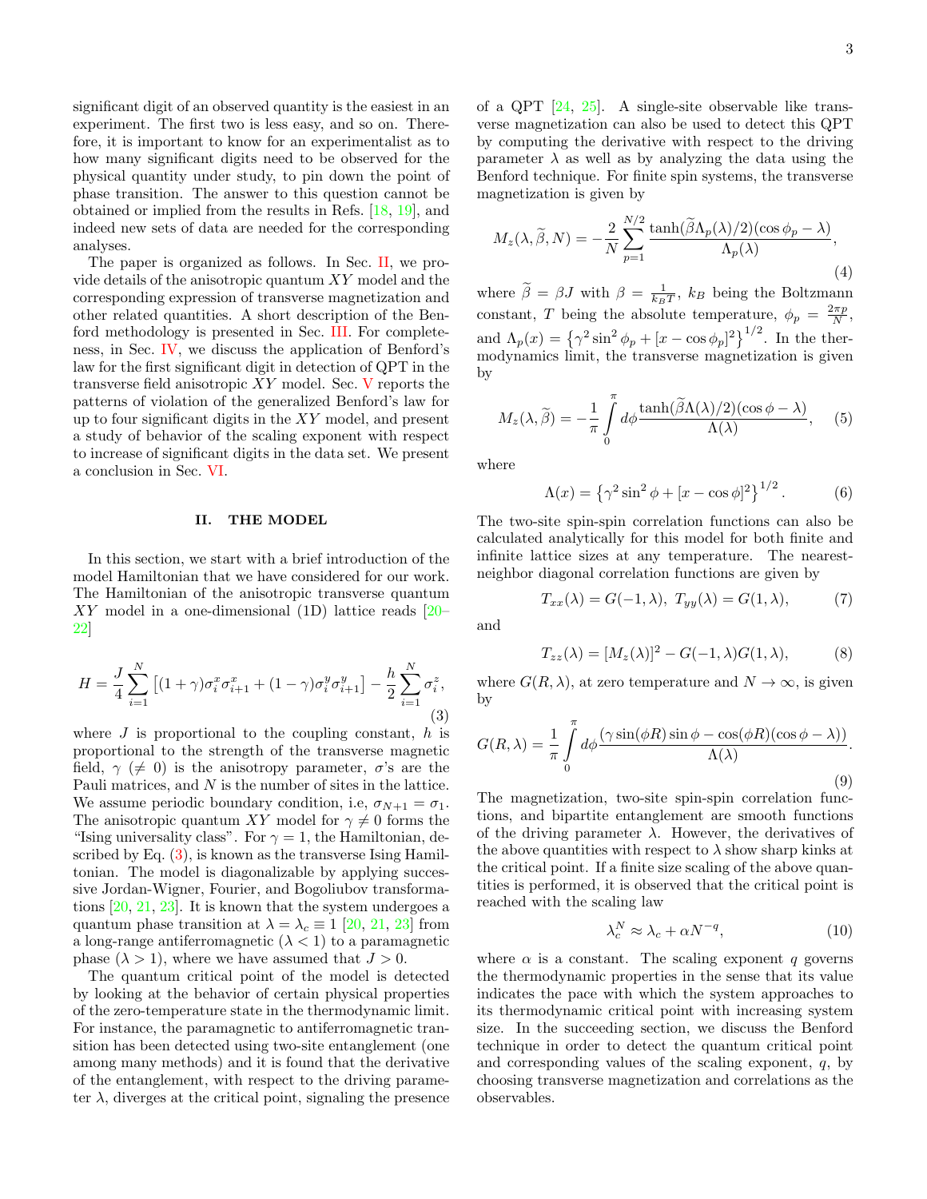significant digit of an observed quantity is the easiest in an experiment. The first two is less easy, and so on. Therefore, it is important to know for an experimentalist as to how many significant digits need to be observed for the physical quantity under study, to pin down the point of phase transition. The answer to this question cannot be obtained or implied from the results in Refs. [18, 19], and indeed new sets of data are needed for the corresponding analyses.

The paper is organized as follows. In Sec. II, we provide details of the anisotropic quantum $XY$ model and the corresponding expression of transverse magnetization and other related quantities. A short description of the Benford methodology is presented in Sec. III. For completeness, in Sec. IV, we discuss the application of Benford's law for the first significant digit in detection of QPT in the transverse field anisotropic $XY$ model. Sec. V reports the patterns of violation of the generalized Benford's law for up to four significant digits in the $XY$ model, and present a study of behavior of the scaling exponent with respect to increase of significant digits in the data set. We present a conclusion in Sec. VI.

## II. THE MODEL

In this section, we start with a brief introduction of the model Hamiltonian that we have considered for our work. The Hamiltonian of the anisotropic transverse quantum $XY$ model in a one-dimensional (1D) lattice reads [20–22]

$$H = \frac{J}{4}\sum_{i=1}^{N}\left[(1+\gamma)\sigma_i^x\sigma_{i+1}^x + (1-\gamma)\sigma_i^y\sigma_{i+1}^y\right] - \frac{h}{2}\sum_{i=1}^{N}\sigma_i^z, \tag{3}$$

where $J$ is proportional to the coupling constant, $h$ is proportional to the strength of the transverse magnetic field, $\gamma$ ($\neq 0$) is the anisotropy parameter, $\sigma$'s are the Pauli matrices, and $N$ is the number of sites in the lattice. We assume periodic boundary condition, i.e, $\sigma_{N+1} = \sigma_1$. The anisotropic quantum $XY$ model for $\gamma \neq 0$ forms the "Ising universality class". For $\gamma = 1$, the Hamiltonian, described by Eq. (3), is known as the transverse Ising Hamiltonian. The model is diagonalizable by applying successive Jordan-Wigner, Fourier, and Bogoliubov transformations [20, 21, 23]. It is known that the system undergoes a quantum phase transition at $\lambda = \lambda_c \equiv 1$ [20, 21, 23] from a long-range antiferromagnetic ($\lambda < 1$) to a paramagnetic phase ($\lambda > 1$), where we have assumed that $J > 0$.

The quantum critical point of the model is detected by looking at the behavior of certain physical properties of the zero-temperature state in the thermodynamic limit. For instance, the paramagnetic to antiferromagnetic transition has been detected using two-site entanglement (one among many methods) and it is found that the derivative of the entanglement, with respect to the driving parameter $\lambda$, diverges at the critical point, signaling the presence of a QPT [24, 25]. A single-site observable like transverse magnetization can also be used to detect this QPT by computing the derivative with respect to the driving parameter $\lambda$ as well as by analyzing the data using the Benford technique. For finite spin systems, the transverse magnetization is given by

$$M_z(\lambda, \widetilde{\beta}, N) = -\frac{2}{N}\sum_{p=1}^{N/2}\frac{\tanh(\widetilde{\beta}\Lambda_p(\lambda)/2)(\cos\phi_p - \lambda)}{\Lambda_p(\lambda)}, \tag{4}$$

where $\widetilde{\beta} = \beta J$ with $\beta = \frac{1}{k_B T}$, $k_B$ being the Boltzmann constant, $T$ being the absolute temperature, $\phi_p = \frac{2\pi p}{N}$, and $\Lambda_p(x) = \left\{\gamma^2\sin^2\phi_p + [x - \cos\phi_p]^2\right\}^{1/2}$. In the thermodynamics limit, the transverse magnetization is given by

$$M_z(\lambda, \widetilde{\beta}) = -\frac{1}{\pi}\int_0^{\pi} d\phi \frac{\tanh(\widetilde{\beta}\Lambda(\lambda)/2)(\cos\phi - \lambda)}{\Lambda(\lambda)}, \tag{5}$$

where

$$\Lambda(x) = \left\{\gamma^2\sin^2\phi + [x - \cos\phi]^2\right\}^{1/2}. \tag{6}$$

The two-site spin-spin correlation functions can also be calculated analytically for this model for both finite and infinite lattice sizes at any temperature. The nearest-neighbor diagonal correlation functions are given by

$$T_{xx}(\lambda) = G(-1, \lambda),\ T_{yy}(\lambda) = G(1, \lambda), \tag{7}$$

and

$$T_{zz}(\lambda) = [M_z(\lambda)]^2 - G(-1, \lambda)G(1, \lambda), \tag{8}$$

where $G(R, \lambda)$, at zero temperature and $N \to \infty$, is given by

$$G(R, \lambda) = \frac{1}{\pi}\int_0^{\pi} d\phi \frac{(\gamma\sin(\phi R)\sin\phi - \cos(\phi R)(\cos\phi - \lambda))}{\Lambda(\lambda)}. \tag{9}$$

The magnetization, two-site spin-spin correlation functions, and bipartite entanglement are smooth functions of the driving parameter $\lambda$. However, the derivatives of the above quantities with respect to $\lambda$ show sharp kinks at the critical point. If a finite size scaling of the above quantities is performed, it is observed that the critical point is reached with the scaling law

$$\lambda_c^N \approx \lambda_c + \alpha N^{-q}, \tag{10}$$

where $\alpha$ is a constant. The scaling exponent $q$ governs the thermodynamic properties in the sense that its value indicates the pace with which the system approaches to its thermodynamic critical point with increasing system size. In the succeeding section, we discuss the Benford technique in order to detect the quantum critical point and corresponding values of the scaling exponent, $q$, by choosing transverse magnetization and correlations as the observables.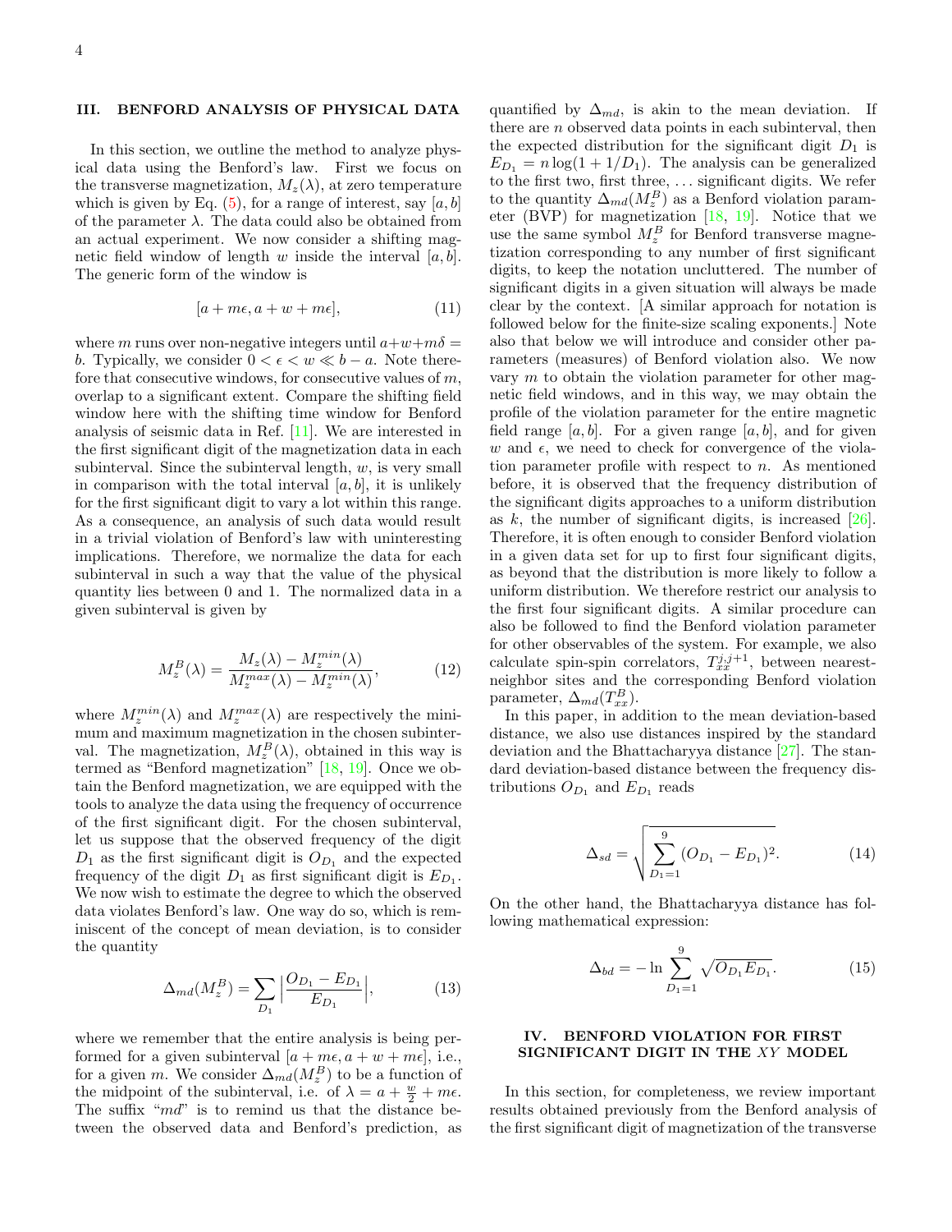## III. BENFORD ANALYSIS OF PHYSICAL DATA

In this section, we outline the method to analyze physical data using the Benford's law. First we focus on the transverse magnetization, $M_z(\lambda)$, at zero temperature which is given by Eq. (5), for a range of interest, say $[a, b]$ of the parameter $\lambda$. The data could also be obtained from an actual experiment. We now consider a shifting magnetic field window of length $w$ inside the interval $[a, b]$. The generic form of the window is

$$[a + m\epsilon, a + w + m\epsilon], \tag{11}$$

where $m$ runs over non-negative integers until $a+w+m\delta = b$. Typically, we consider $0 < \epsilon < w \ll b - a$. Note therefore that consecutive windows, for consecutive values of $m$, overlap to a significant extent. Compare the shifting field window here with the shifting time window for Benford analysis of seismic data in Ref. [11]. We are interested in the first significant digit of the magnetization data in each subinterval. Since the subinterval length, $w$, is very small in comparison with the total interval $[a, b]$, it is unlikely for the first significant digit to vary a lot within this range. As a consequence, an analysis of such data would result in a trivial violation of Benford's law with uninteresting implications. Therefore, we normalize the data for each subinterval in such a way that the value of the physical quantity lies between 0 and 1. The normalized data in a given subinterval is given by

$$M_z^B(\lambda) = \frac{M_z(\lambda) - M_z^{min}(\lambda)}{M_z^{max}(\lambda) - M_z^{min}(\lambda)}, \tag{12}$$

where $M_z^{min}(\lambda)$ and $M_z^{max}(\lambda)$ are respectively the minimum and maximum magnetization in the chosen subinterval. The magnetization, $M_z^B(\lambda)$, obtained in this way is termed as "Benford magnetization" [18, 19]. Once we obtain the Benford magnetization, we are equipped with the tools to analyze the data using the frequency of occurrence of the first significant digit. For the chosen subinterval, let us suppose that the observed frequency of the digit $D_1$ as the first significant digit is $O_{D_1}$ and the expected frequency of the digit $D_1$ as first significant digit is $E_{D_1}$. We now wish to estimate the degree to which the observed data violates Benford's law. One way do so, which is reminiscent of the concept of mean deviation, is to consider the quantity

$$\Delta_{md}(M_z^B) = \sum_{D_1} \Big| \frac{O_{D_1} - E_{D_1}}{E_{D_1}} \Big|, \tag{13}$$

where we remember that the entire analysis is being performed for a given subinterval $[a + m\epsilon, a + w + m\epsilon]$, i.e., for a given $m$. We consider $\Delta_{md}(M_z^B)$ to be a function of the midpoint of the subinterval, i.e. of $\lambda = a + \frac{w}{2} + m\epsilon$. The suffix "*md*" is to remind us that the distance between the observed data and Benford's prediction, as quantified by $\Delta_{md}$, is akin to the mean deviation. If there are $n$ observed data points in each subinterval, then the expected distribution for the significant digit $D_1$ is $E_{D_1} = n \log(1 + 1/D_1)$. The analysis can be generalized to the first two, first three, ... significant digits. We refer to the quantity $\Delta_{md}(M_z^B)$ as a Benford violation parameter (BVP) for magnetization [18, 19]. Notice that we use the same symbol $M_z^B$ for Benford transverse magnetization corresponding to any number of first significant digits, to keep the notation uncluttered. The number of significant digits in a given situation will always be made clear by the context. [A similar approach for notation is followed below for the finite-size scaling exponents.] Note also that below we will introduce and consider other parameters (measures) of Benford violation also. We now vary $m$ to obtain the violation parameter for other magnetic field windows, and in this way, we may obtain the profile of the violation parameter for the entire magnetic field range $[a, b]$. For a given range $[a, b]$, and for given $w$ and $\epsilon$, we need to check for convergence of the violation parameter profile with respect to $n$. As mentioned before, it is observed that the frequency distribution of the significant digits approaches to a uniform distribution as $k$, the number of significant digits, is increased [26]. Therefore, it is often enough to consider Benford violation in a given data set for up to first four significant digits, as beyond that the distribution is more likely to follow a uniform distribution. We therefore restrict our analysis to the first four significant digits. A similar procedure can also be followed to find the Benford violation parameter for other observables of the system. For example, we also calculate spin-spin correlators, $T_{xx}^{j,j+1}$, between nearest-neighbor sites and the corresponding Benford violation parameter, $\Delta_{md}(T_{xx}^B)$.

In this paper, in addition to the mean deviation-based distance, we also use distances inspired by the standard deviation and the Bhattacharyya distance [27]. The standard deviation-based distance between the frequency distributions $O_{D_1}$ and $E_{D_1}$ reads

$$\Delta_{sd} = \sqrt{\sum_{D_1=1}^{9} (O_{D_1} - E_{D_1})^2}. \tag{14}$$

On the other hand, the Bhattacharyya distance has following mathematical expression:

$$\Delta_{bd} = -\ln \sum_{D_1=1}^{9} \sqrt{O_{D_1} E_{D_1}}. \tag{15}$$

## IV. BENFORD VIOLATION FOR FIRST SIGNIFICANT DIGIT IN THE $XY$ MODEL

In this section, for completeness, we review important results obtained previously from the Benford analysis of the first significant digit of magnetization of the transverse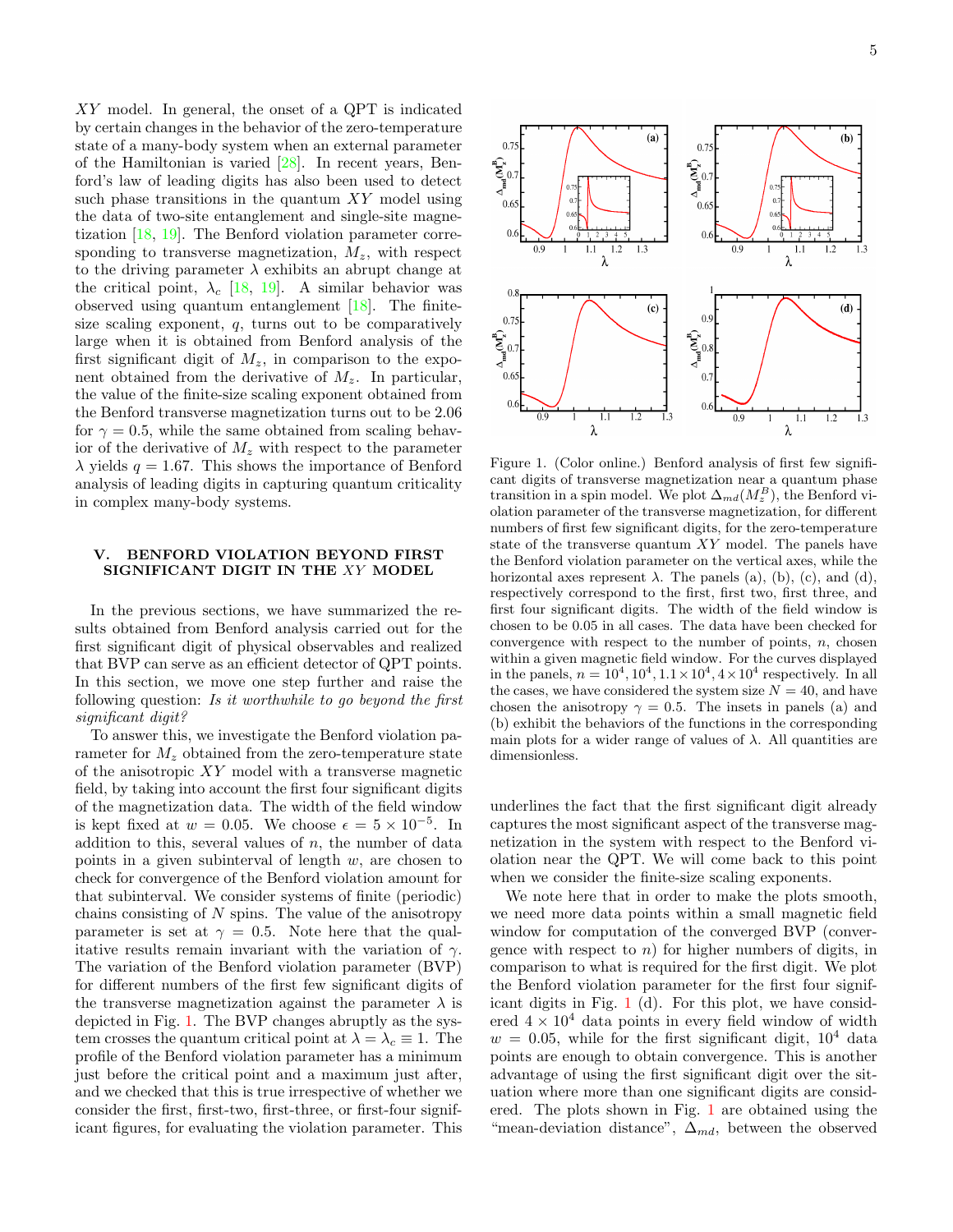$XY$ model. In general, the onset of a QPT is indicated by certain changes in the behavior of the zero-temperature state of a many-body system when an external parameter of the Hamiltonian is varied [28]. In recent years, Benford's law of leading digits has also been used to detect such phase transitions in the quantum $XY$ model using the data of two-site entanglement and single-site magnetization [18, 19]. The Benford violation parameter corresponding to transverse magnetization, $M_z$, with respect to the driving parameter $\lambda$ exhibits an abrupt change at the critical point, $\lambda_c$ [18, 19]. A similar behavior was observed using quantum entanglement [18]. The finite-size scaling exponent, $q$, turns out to be comparatively large when it is obtained from Benford analysis of the first significant digit of $M_z$, in comparison to the exponent obtained from the derivative of $M_z$. In particular, the value of the finite-size scaling exponent obtained from the Benford transverse magnetization turns out to be 2.06 for $\gamma = 0.5$, while the same obtained from scaling behavior of the derivative of $M_z$ with respect to the parameter $\lambda$ yields $q = 1.67$. This shows the importance of Benford analysis of leading digits in capturing quantum criticality in complex many-body systems.

## V. BENFORD VIOLATION BEYOND FIRST SIGNIFICANT DIGIT IN THE $XY$ MODEL

In the previous sections, we have summarized the results obtained from Benford analysis carried out for the first significant digit of physical observables and realized that BVP can serve as an efficient detector of QPT points. In this section, we move one step further and raise the following question: *Is it worthwhile to go beyond the first significant digit?*

To answer this, we investigate the Benford violation parameter for $M_z$ obtained from the zero-temperature state of the anisotropic $XY$ model with a transverse magnetic field, by taking into account the first four significant digits of the magnetization data. The width of the field window is kept fixed at $w = 0.05$. We choose $\epsilon = 5 \times 10^{-5}$. In addition to this, several values of $n$, the number of data points in a given subinterval of length $w$, are chosen to check for convergence of the Benford violation amount for that subinterval. We consider systems of finite (periodic) chains consisting of $N$ spins. The value of the anisotropy parameter is set at $\gamma = 0.5$. Note here that the qualitative results remain invariant with the variation of $\gamma$. The variation of the Benford violation parameter (BVP) for different numbers of the first few significant digits of the transverse magnetization against the parameter $\lambda$ is depicted in Fig. 1. The BVP changes abruptly as the system crosses the quantum critical point at $\lambda = \lambda_c \equiv 1$. The profile of the Benford violation parameter has a minimum just before the critical point and a maximum just after, and we checked that this is true irrespective of whether we consider the first, first-two, first-three, or first-four significant figures, for evaluating the violation parameter. This underlines the fact that the first significant digit already captures the most significant aspect of the transverse magnetization in the system with respect to the Benford violation near the QPT. We will come back to this point when we consider the finite-size scaling exponents.

Figure 1. (Color online.) Benford analysis of first few significant digits of transverse magnetization near a quantum phase transition in a spin model. We plot $\Delta_{md}(M_z^B)$, the Benford violation parameter of the transverse magnetization, for different numbers of first few significant digits, for the zero-temperature state of the transverse quantum $XY$ model. The panels have the Benford violation parameter on the vertical axes, while the horizontal axes represent $\lambda$. The panels (a), (b), (c), and (d), respectively correspond to the first, first two, first three, and first four significant digits. The width of the field window is chosen to be 0.05 in all cases. The data have been checked for convergence with respect to the number of points, $n$, chosen within a given magnetic field window. For the curves displayed in the panels, $n = 10^4, 10^4, 1.1 \times 10^4, 4 \times 10^4$ respectively. In all the cases, we have considered the system size $N = 40$, and have chosen the anisotropy $\gamma = 0.5$. The insets in panels (a) and (b) exhibit the behaviors of the functions in the corresponding main plots for a wider range of values of $\lambda$. All quantities are dimensionless.

We note here that in order to make the plots smooth, we need more data points within a small magnetic field window for computation of the converged BVP (convergence with respect to $n$) for higher numbers of digits, in comparison to what is required for the first digit. We plot the Benford violation parameter for the first four significant digits in Fig. 1 (d). For this plot, we have considered $4 \times 10^4$ data points in every field window of width $w = 0.05$, while for the first significant digit, $10^4$ data points are enough to obtain convergence. This is another advantage of using the first significant digit over the situation where more than one significant digits are considered. The plots shown in Fig. 1 are obtained using the "mean-deviation distance", $\Delta_{md}$, between the observed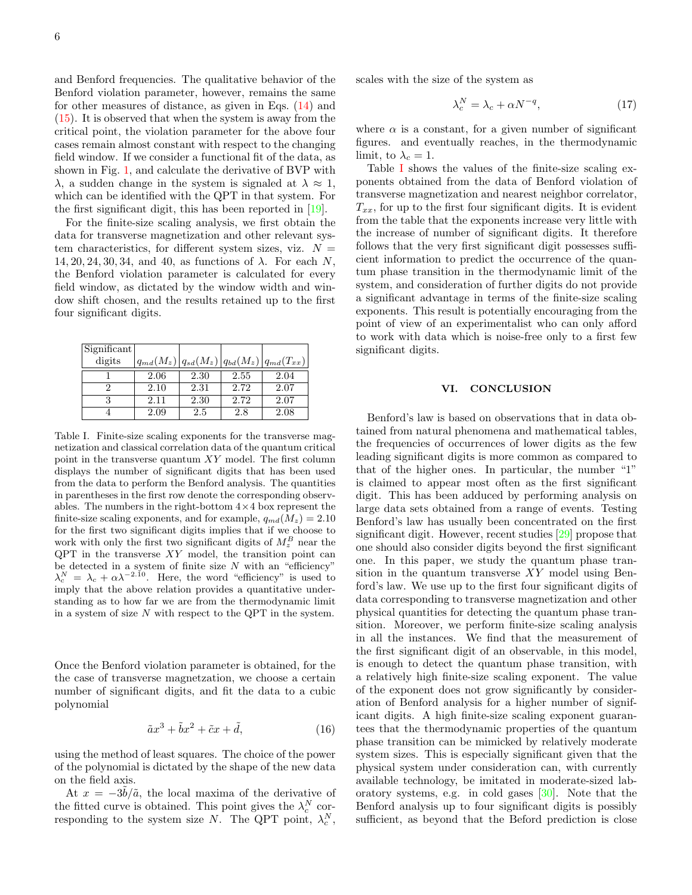and Benford frequencies. The qualitative behavior of the Benford violation parameter, however, remains the same for other measures of distance, as given in Eqs. (14) and (15). It is observed that when the system is away from the critical point, the violation parameter for the above four cases remain almost constant with respect to the changing field window. If we consider a functional fit of the data, as shown in Fig. 1, and calculate the derivative of BVP with $\lambda$, a sudden change in the system is signaled at $\lambda \approx 1$, which can be identified with the QPT in that system. For the first significant digit, this has been reported in [19].

For the finite-size scaling analysis, we first obtain the data for transverse magnetization and other relevant system characteristics, for different system sizes, viz. $N = 14, 20, 24, 30, 34,$ and $40$, as functions of $\lambda$. For each $N$, the Benford violation parameter is calculated for every field window, as dictated by the window width and window shift chosen, and the results retained up to the first four significant digits.

| Significant digits | $q_{md}(M_z)$ | $q_{sd}(M_z)$ | $q_{bd}(M_z)$ | $q_{md}(T_{xx})$ |
|---|---|---|---|---|
| 1 | 2.06 | 2.30 | 2.55 | 2.04 |
| 2 | 2.10 | 2.31 | 2.72 | 2.07 |
| 3 | 2.11 | 2.30 | 2.72 | 2.07 |
| 4 | 2.09 | 2.5 | 2.8 | 2.08 |

Table I. Finite-size scaling exponents for the transverse magnetization and classical correlation data of the quantum critical point in the transverse quantum $XY$ model. The first column displays the number of significant digits that has been used from the data to perform the Benford analysis. The quantities in parentheses in the first row denote the corresponding observables. The numbers in the right-bottom $4 \times 4$ box represent the finite-size scaling exponents, and for example, $q_{md}(M_z) = 2.10$ for the first two significant digits implies that if we choose to work with only the first two significant digits of $M_z^B$ near the QPT in the transverse $XY$ model, the transition point can be detected in a system of finite size $N$ with an "efficiency" $\lambda_c^N = \lambda_c + \alpha \lambda^{-2.10}$. Here, the word "efficiency" is used to imply that the above relation provides a quantitative understanding as to how far we are from the thermodynamic limit in a system of size $N$ with respect to the QPT in the system.

Once the Benford violation parameter is obtained, for the the case of transverse magnetzation, we choose a certain number of significant digits, and fit the data to a cubic polynomial

$$\tilde{a}x^3 + \tilde{b}x^2 + \tilde{c}x + \tilde{d}, \tag{16}$$

using the method of least squares. The choice of the power of the polynomial is dictated by the shape of the new data on the field axis.

At $x = -3\tilde{b}/\tilde{a}$, the local maxima of the derivative of the fitted curve is obtained. This point gives the $\lambda_c^N$ corresponding to the system size $N$. The QPT point, $\lambda_c^N$, scales with the size of the system as

$$\lambda_c^N = \lambda_c + \alpha N^{-q}, \tag{17}$$

where $\alpha$ is a constant, for a given number of significant figures. and eventually reaches, in the thermodynamic limit, to $\lambda_c = 1$.

Table I shows the values of the finite-size scaling exponents obtained from the data of Benford violation of transverse magnetization and nearest neighbor correlator, $T_{xx}$, for up to the first four significant digits. It is evident from the table that the exponents increase very little with the increase of number of significant digits. It therefore follows that the very first significant digit possesses sufficient information to predict the occurrence of the quantum phase transition in the thermodynamic limit of the system, and consideration of further digits do not provide a significant advantage in terms of the finite-size scaling exponents. This result is potentially encouraging from the point of view of an experimentalist who can only afford to work with data which is noise-free only to a first few significant digits.

## VI. CONCLUSION

Benford's law is based on observations that in data obtained from natural phenomena and mathematical tables, the frequencies of occurrences of lower digits as the few leading significant digits is more common as compared to that of the higher ones. In particular, the number "1" is claimed to appear most often as the first significant digit. This has been adduced by performing analysis on large data sets obtained from a range of events. Testing Benford's law has usually been concentrated on the first significant digit. However, recent studies [29] propose that one should also consider digits beyond the first significant one. In this paper, we study the quantum phase transition in the quantum transverse $XY$ model using Benford's law. We use up to the first four significant digits of data corresponding to transverse magnetization and other physical quantities for detecting the quantum phase transition. Moreover, we perform finite-size scaling analysis in all the instances. We find that the measurement of the first significant digit of an observable, in this model, is enough to detect the quantum phase transition, with a relatively high finite-size scaling exponent. The value of the exponent does not grow significantly by consideration of Benford analysis for a higher number of significant digits. A high finite-size scaling exponent guarantees that the thermodynamic properties of the quantum phase transition can be mimicked by relatively moderate system sizes. This is especially significant given that the physical system under consideration can, with currently available technology, be imitated in moderate-sized laboratory systems, e.g. in cold gases [30]. Note that the Benford analysis up to four significant digits is possibly sufficient, as beyond that the Beford prediction is close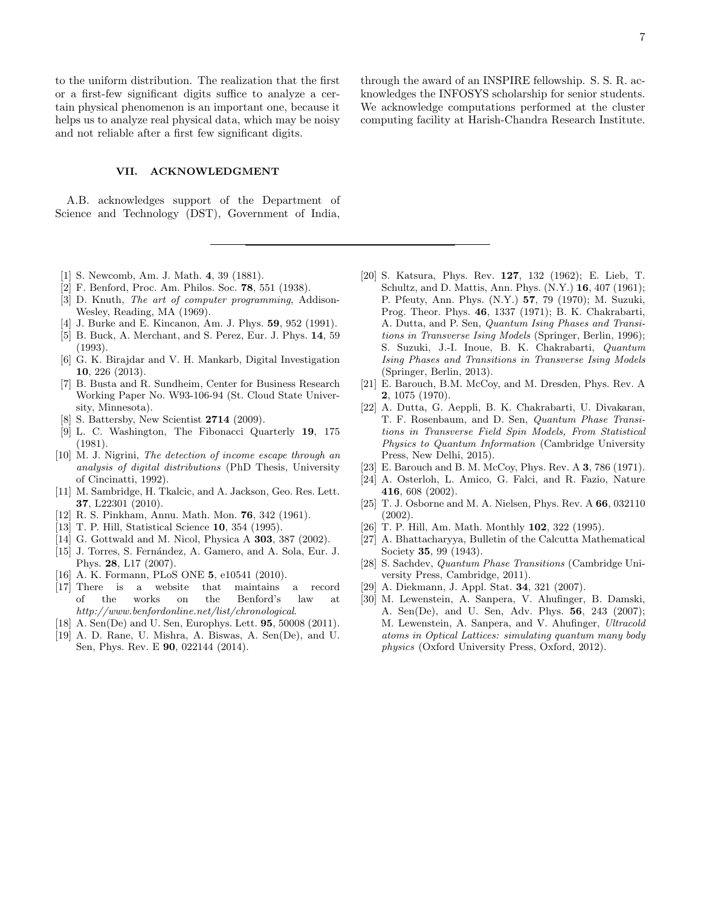to the uniform distribution. The realization that the first or a first-few significant digits suffice to analyze a certain physical phenomenon is an important one, because it helps us to analyze real physical data, which may be noisy and not reliable after a first few significant digits.

## VII. ACKNOWLEDGMENT

A.B. acknowledges support of the Department of Science and Technology (DST), Government of India, through the award of an INSPIRE fellowship. S. S. R. acknowledges the INFOSYS scholarship for senior students. We acknowledge computations performed at the cluster computing facility at Harish-Chandra Research Institute.

---

[1] S. Newcomb, Am. J. Math. **4**, 39 (1881).

[2] F. Benford, Proc. Am. Philos. Soc. **78**, 551 (1938).

[3] D. Knuth, *The art of computer programming*, Addison-Wesley, Reading, MA (1969).

[4] J. Burke and E. Kincanon, Am. J. Phys. **59**, 952 (1991).

[5] B. Buck, A. Merchant, and S. Perez, Eur. J. Phys. **14**, 59 (1993).

[6] G. K. Birajdar and V. H. Mankarb, Digital Investigation **10**, 226 (2013).

[7] B. Busta and R. Sundheim, Center for Business Research Working Paper No. W93-106-94 (St. Cloud State University, Minnesota).

[8] S. Battersby, New Scientist **2714** (2009).

[9] L. C. Washington, The Fibonacci Quarterly **19**, 175 (1981).

[10] M. J. Nigrini, *The detection of income escape through an analysis of digital distributions* (PhD Thesis, University of Cincinatti, 1992).

[11] M. Sambridge, H. Tkalcic, and A. Jackson, Geo. Res. Lett. **37**, L22301 (2010).

[12] R. S. Pinkham, Annu. Math. Mon. **76**, 342 (1961).

[13] T. P. Hill, Statistical Science **10**, 354 (1995).

[14] G. Gottwald and M. Nicol, Physica A **303**, 387 (2002).

[15] J. Torres, S. Fernández, A. Gamero, and A. Sola, Eur. J. Phys. **28**, L17 (2007).

[16] A. K. Formann, PLoS ONE **5**, e10541 (2010).

[17] There is a website that maintains a record of the works on the Benford's law at *http://www.benfordonline.net/list/chronological*.

[18] A. Sen(De) and U. Sen, Europhys. Lett. **95**, 50008 (2011).

[19] A. D. Rane, U. Mishra, A. Biswas, A. Sen(De), and U. Sen, Phys. Rev. E **90**, 022144 (2014).

[20] S. Katsura, Phys. Rev. **127**, 132 (1962); E. Lieb, T. Schultz, and D. Mattis, Ann. Phys. (N.Y.) **16**, 407 (1961); P. Pfeuty, Ann. Phys. (N.Y.) **57**, 79 (1970); M. Suzuki, Prog. Theor. Phys. **46**, 1337 (1971); B. K. Chakrabarti, A. Dutta, and P. Sen, *Quantum Ising Phases and Transitions in Transverse Ising Models* (Springer, Berlin, 1996); S. Suzuki, J.-I. Inoue, B. K. Chakrabarti, *Quantum Ising Phases and Transitions in Transverse Ising Models* (Springer, Berlin, 2013).

[21] E. Barouch, B.M. McCoy, and M. Dresden, Phys. Rev. A **2**, 1075 (1970).

[22] A. Dutta, G. Aeppli, B. K. Chakrabarti, U. Divakaran, T. F. Rosenbaum, and D. Sen, *Quantum Phase Transitions in Transverse Field Spin Models, From Statistical Physics to Quantum Information* (Cambridge University Press, New Delhi, 2015).

[23] E. Barouch and B. M. McCoy, Phys. Rev. A **3**, 786 (1971).

[24] A. Osterloh, L. Amico, G. Falci, and R. Fazio, Nature **416**, 608 (2002).

[25] T. J. Osborne and M. A. Nielsen, Phys. Rev. A **66**, 032110 (2002).

[26] T. P. Hill, Am. Math. Monthly **102**, 322 (1995).

[27] A. Bhattacharyya, Bulletin of the Calcutta Mathematical Society **35**, 99 (1943).

[28] S. Sachdev, *Quantum Phase Transitions* (Cambridge University Press, Cambridge, 2011).

[29] A. Diekmann, J. Appl. Stat. **34**, 321 (2007).

[30] M. Lewenstein, A. Sanpera, V. Ahufinger, B. Damski, A. Sen(De), and U. Sen, Adv. Phys. **56**, 243 (2007); M. Lewenstein, A. Sanpera, and V. Ahufinger, *Ultracold atoms in Optical Lattices: simulating quantum many body physics* (Oxford University Press, Oxford, 2012).